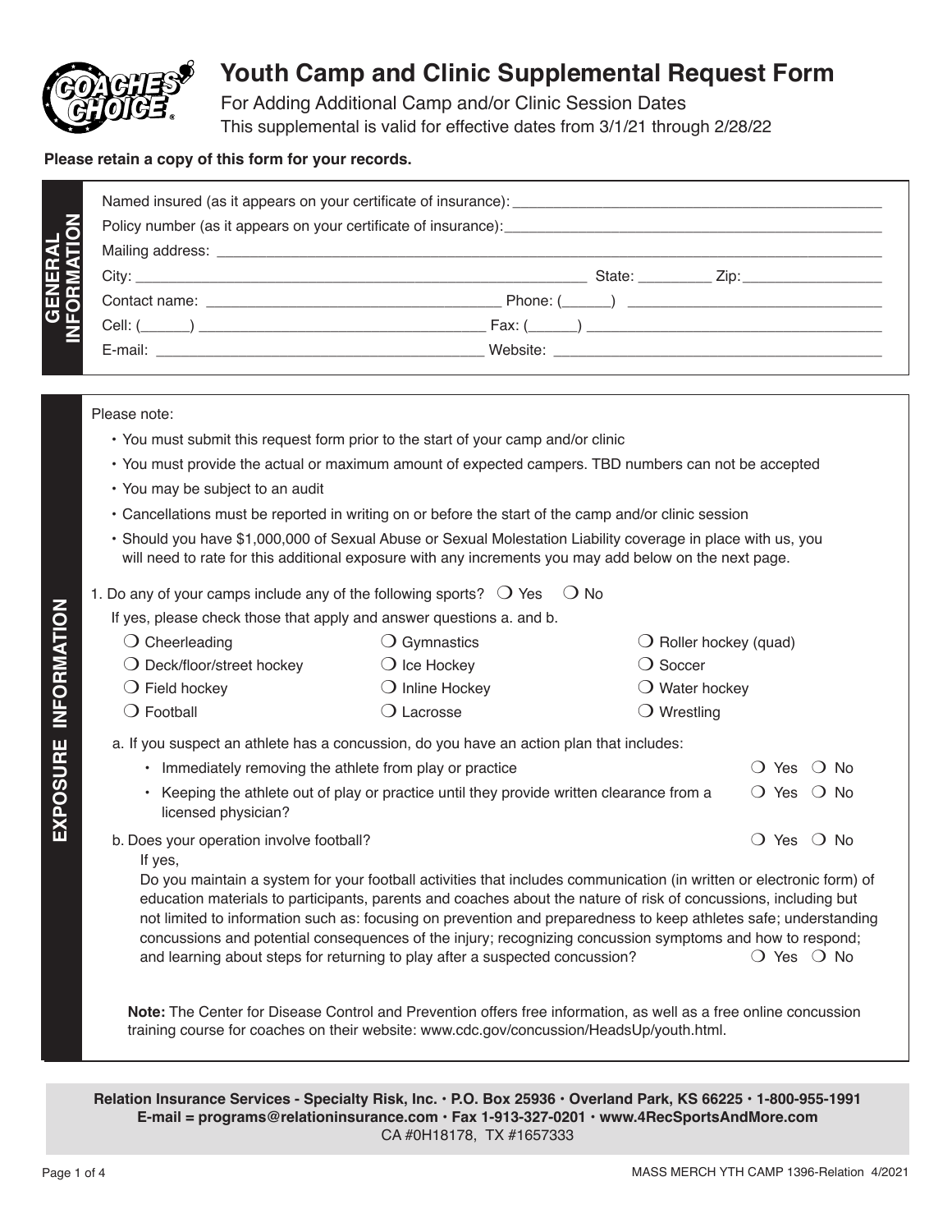# Youth Camp and Clinic Supplemental Request Form

For Adding Additional Camp and/or Clinic Session Dates

This supplemental is valid for effective dates from 3/1/21 through 2/28/22

**Please retain a copy of this form for your records.**

## GENERAL INFORMATION

Named insured (as it appears on your certificate of insurance): ______________________________

Policy number (as it appears on your certificate of insurance): ______________________________

Mailing address: ______________________________

City: ______________________________ State: _________ Zip: _________________

Contact name: ______________________________ Phone: (______) ______________________________

Cell: (______) ______________________________ Fax: (______) ______________________________

E-mail: ______________________________ Website: ______________________________

## EXPOSURE INFORMATION

Please note:

- You must submit this request form prior to the start of your camp and/or clinic
- You must provide the actual or maximum amount of expected campers. TBD numbers can not be accepted
- You may be subject to an audit
- Cancellations must be reported in writing on or before the start of the camp and/or clinic session
- Should you have $1,000,000 of Sexual Abuse or Sexual Molestation Liability coverage in place with us, you will need to rate for this additional exposure with any increments you may add below on the next page.

1. Do any of your camps include any of the following sports? ❍ Yes ❍ No

   If yes, please check those that apply and answer questions a. and b.

   ❍ Cheerleading ❍ Gymnastics ❍ Roller hockey (quad)
   ❍ Deck/floor/street hockey ❍ Ice Hockey ❍ Soccer
   ❍ Field hockey ❍ Inline Hockey ❍ Water hockey
   ❍ Football ❍ Lacrosse ❍ Wrestling

   a. If you suspect an athlete has a concussion, do you have an action plan that includes:

   - Immediately removing the athlete from play or practice ❍ Yes ❍ No
   - Keeping the athlete out of play or practice until they provide written clearance from a licensed physician? ❍ Yes ❍ No

   b. Does your operation involve football? ❍ Yes ❍ No

   If yes,

   Do you maintain a system for your football activities that includes communication (in written or electronic form) of education materials to participants, parents and coaches about the nature of risk of concussions, including but not limited to information such as: focusing on prevention and preparedness to keep athletes safe; understanding concussions and potential consequences of the injury; recognizing concussion symptoms and how to respond; and learning about steps for returning to play after a suspected concussion? ❍ Yes ❍ No

   **Note:** The Center for Disease Control and Prevention offers free information, as well as a free online concussion training course for coaches on their website: www.cdc.gov/concussion/HeadsUp/youth.html.

**Relation Insurance Services - Specialty Risk, Inc. • P.O. Box 25936 • Overland Park, KS 66225 • 1-800-955-1991**
**E-mail = programs@relationinsurance.com • Fax 1-913-327-0201 • www.4RecSportsAndMore.com**
CA #0H18178, TX #1657333

MASS MERCH YTH CAMP 1396-Relation 4/2021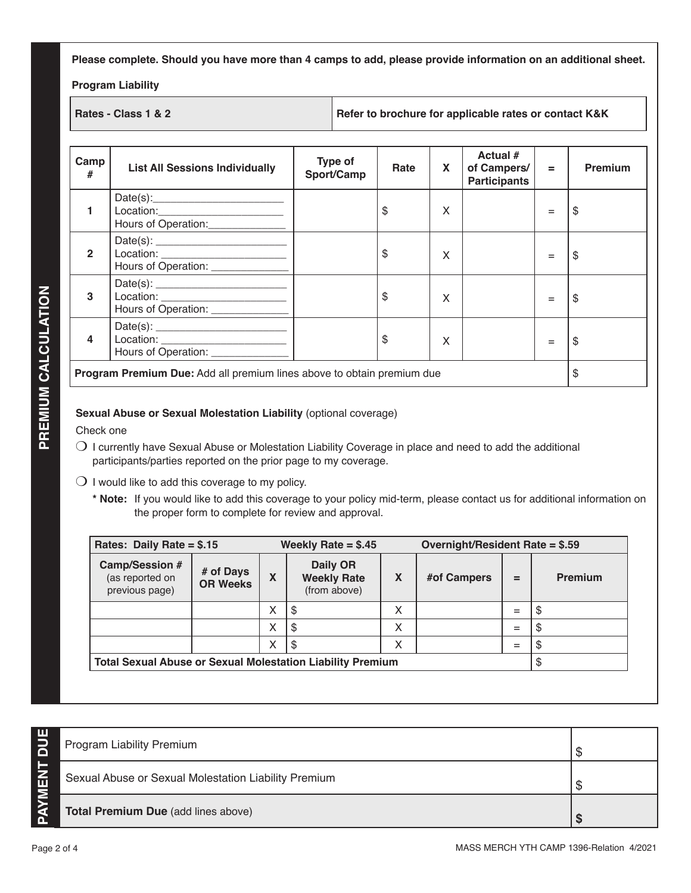## PREMIUM CALCULATION

**Please complete. Should you have more than 4 camps to add, please provide information on an additional sheet.**

**Program Liability**

| **Rates - Class 1 & 2** | **Refer to brochure for applicable rates or contact K&K** |
|---|---|

| Camp # | List All Sessions Individually | Type of Sport/Camp | Rate | X | Actual # of Campers/ Participants | = | Premium |
|---|---|---|---|---|---|---|---|
| 1 | Date(s):_______________ Location:_______________ Hours of Operation:__________ | | $ | X | | = | $ |
| 2 | Date(s):_______________ Location:_______________ Hours of Operation:__________ | | $ | X | | = | $ |
| 3 | Date(s):_______________ Location:_______________ Hours of Operation:__________ | | $ | X | | = | $ |
| 4 | Date(s):_______________ Location:_______________ Hours of Operation:__________ | | $ | X | | = | $ |
| **Program Premium Due:** Add all premium lines above to obtain premium due | | | | | | | $ |

**Sexual Abuse or Sexual Molestation Liability** (optional coverage)

Check one

❍ I currently have Sexual Abuse or Molestation Liability Coverage in place and need to add the additional participants/parties reported on the prior page to my coverage.

❍ I would like to add this coverage to my policy.

**\* Note:** If you would like to add this coverage to your policy mid-term, please contact us for additional information on the proper form to complete for review and approval.

| **Rates: Daily Rate = $.15** | | | **Weekly Rate = $.45** | | **Overnight/Resident Rate = $.59** | | |
|---|---|---|---|---|---|---|---|
| **Camp/Session #** (as reported on previous page) | **# of Days OR Weeks** | **X** | **Daily OR Weekly Rate** (from above) | **X** | **#of Campers** | **=** | **Premium** |
| | | X | $ | X | | = | $ |
| | | X | $ | X | | = | $ |
| | | X | $ | X | | = | $ |
| **Total Sexual Abuse or Sexual Molestation Liability Premium** | | | | | | | $ |

## PAYMENT DUE

| | |
|---|---|
| Program Liability Premium | $ |
| Sexual Abuse or Sexual Molestation Liability Premium | $ |
| **Total Premium Due** (add lines above) | **$** |

MASS MERCH YTH CAMP 1396-Relation 4/2021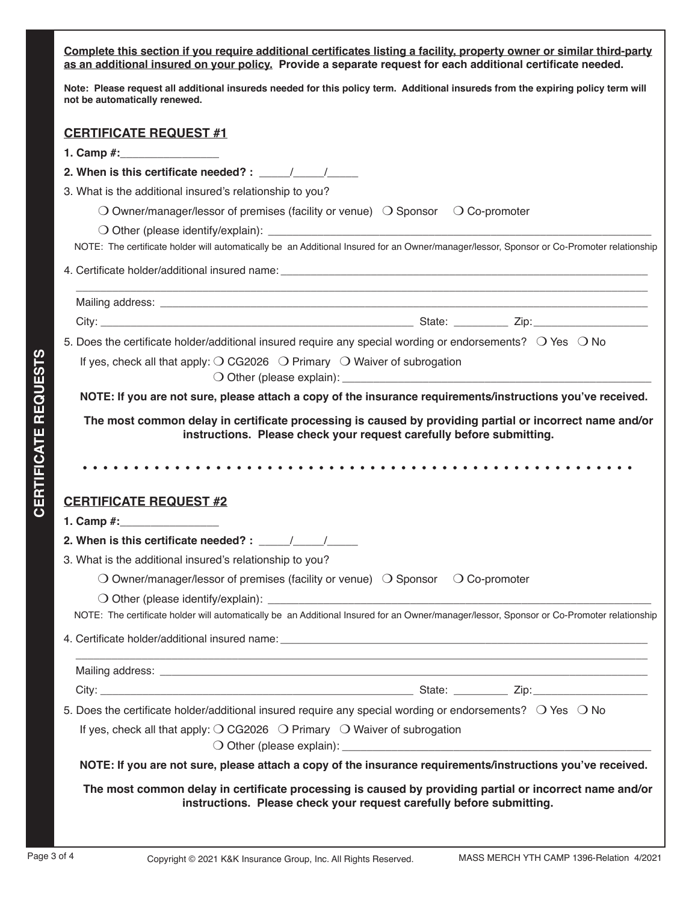**CERTIFICATE REQUESTS**

**Complete this section if you require additional certificates listing a facility, property owner or similar third-party as an additional insured on your policy.** **Provide a separate request for each additional certificate needed.**

**Note: Please request all additional insureds needed for this policy term. Additional insureds from the expiring policy term will not be automatically renewed.**

## CERTIFICATE REQUEST #1

**1. Camp #:**_______________

**2. When is this certificate needed? :** _____/_____/_____

3. What is the additional insured's relationship to you?

❍ Owner/manager/lessor of premises (facility or venue) ❍ Sponsor ❍ Co-promoter

❍ Other (please identify/explain): ____________________________________________

NOTE: The certificate holder will automatically be an Additional Insured for an Owner/manager/lessor, Sponsor or Co-Promoter relationship

4. Certificate holder/additional insured name: ____________________________________________

____________________________________________

Mailing address: ____________________________________________

City: ______________________________ State: _________ Zip: __________________

5. Does the certificate holder/additional insured require any special wording or endorsements? ❍ Yes ❍ No

If yes, check all that apply: ❍ CG2026 ❍ Primary ❍ Waiver of subrogation

❍ Other (please explain): ____________________________________________

**NOTE: If you are not sure, please attach a copy of the insurance requirements/instructions you've received.**

**The most common delay in certificate processing is caused by providing partial or incorrect name and/or instructions. Please check your request carefully before submitting.**

## CERTIFICATE REQUEST #2

**1. Camp #:**_______________

**2. When is this certificate needed? :** _____/_____/_____

3. What is the additional insured's relationship to you?

❍ Owner/manager/lessor of premises (facility or venue) ❍ Sponsor ❍ Co-promoter

❍ Other (please identify/explain): ____________________________________________

NOTE: The certificate holder will automatically be an Additional Insured for an Owner/manager/lessor, Sponsor or Co-Promoter relationship

4. Certificate holder/additional insured name: ____________________________________________

____________________________________________

Mailing address: ____________________________________________

City: ______________________________ State: _________ Zip: __________________

5. Does the certificate holder/additional insured require any special wording or endorsements? ❍ Yes ❍ No

If yes, check all that apply: ❍ CG2026 ❍ Primary ❍ Waiver of subrogation

❍ Other (please explain): ____________________________________________

**NOTE: If you are not sure, please attach a copy of the insurance requirements/instructions you've received.**

**The most common delay in certificate processing is caused by providing partial or incorrect name and/or instructions. Please check your request carefully before submitting.**

Copyright © 2021 K&K Insurance Group, Inc. All Rights Reserved. MASS MERCH YTH CAMP 1396-Relation 4/2021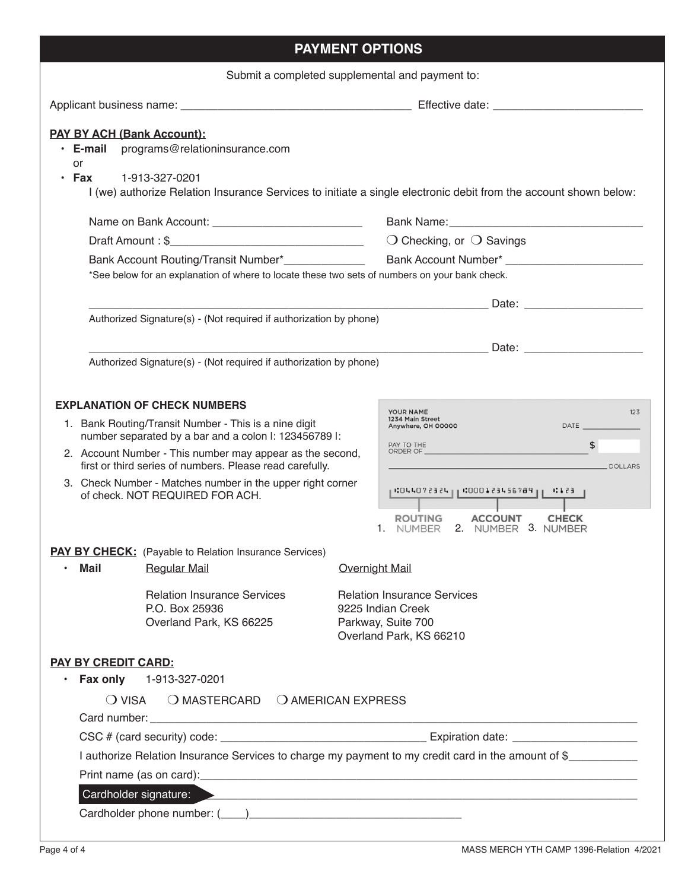## PAYMENT OPTIONS

Submit a completed supplemental and payment to:

Applicant business name: ____________________________________ Effective date: _______________________

**PAY BY ACH (Bank Account):**

- **E-mail** programs@relationinsurance.com
  or
- **Fax** 1-913-327-0201

I (we) authorize Relation Insurance Services to initiate a single electronic debit from the account shown below:

Name on Bank Account: ________________________ Bank Name: _______________________________

Draft Amount : $_______________________________ ❍ Checking, or ❍ Savings

Bank Account Routing/Transit Number*_____________ Bank Account Number* _______________________

*See below for an explanation of where to locate these two sets of numbers on your bank check.

_________________________________________________________________ Date: ___________________

Authorized Signature(s) - (Not required if authorization by phone)

_________________________________________________________________ Date: ___________________

Authorized Signature(s) - (Not required if authorization by phone)

**EXPLANATION OF CHECK NUMBERS**

1. Bank Routing/Transit Number - This is a nine digit number separated by a bar and a colon |: 123456789 |:
2. Account Number - This number may appear as the second, first or third series of numbers. Please read carefully.
3. Check Number - Matches number in the upper right corner of check. NOT REQUIRED FOR ACH.

YOUR NAME
1234 Main Street
Anywhere, OH 00000
123
DATE
PAY TO THE ORDER OF
$
DOLLARS
|:044072324 |:000123456789 |:123
1. ROUTING NUMBER 2. ACCOUNT NUMBER 3. CHECK NUMBER

**PAY BY CHECK:** (Payable to Relation Insurance Services)

- **Mail**

| Regular Mail | Overnight Mail |
|---|---|
| Relation Insurance Services<br>P.O. Box 25936<br>Overland Park, KS 66225 | Relation Insurance Services<br>9225 Indian Creek<br>Parkway, Suite 700<br>Overland Park, KS 66210 |

**PAY BY CREDIT CARD:**

- **Fax only** 1-913-327-0201

❍ VISA ❍ MASTERCARD ❍ AMERICAN EXPRESS

Card number: ___________________________________________________________________________

CSC # (card security) code: _________________________________ Expiration date: ____________________

I authorize Relation Insurance Services to charge my payment to my credit card in the amount of $___________

Print name (as on card):_______________________________________________________________________

Cardholder signature: ___________________________________________________________________________

Cardholder phone number: (____)___________________________________

MASS MERCH YTH CAMP 1396-Relation 4/2021